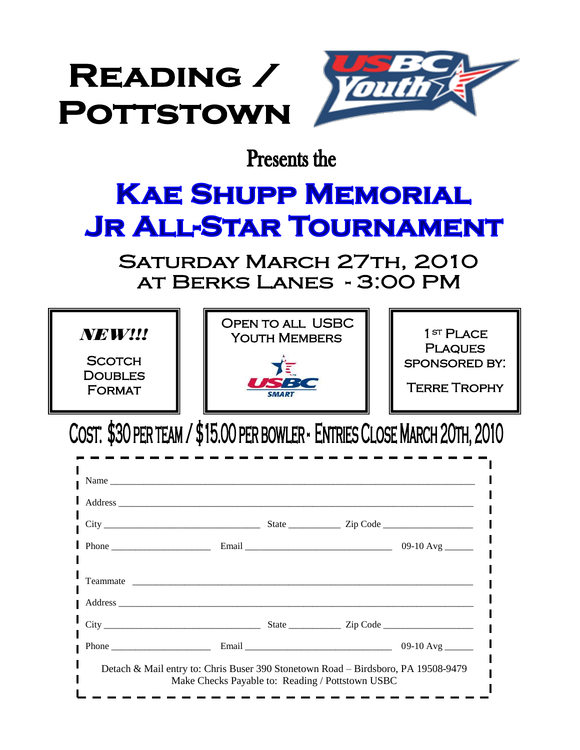# Reading / Pottstown

Presents the

# Kae Shupp Memorial Jr All-Star Tournament

## Saturday March 27th, 2010 at Berks Lanes - 3:00 PM

***NEW!!!***

Scotch Doubles Format

Open to all USBC Youth Members

1st Place Plaques sponsored by: Terre Trophy

## Cost: $30 per team / $15.00 per bowler - Entries Close March 20th, 2010

Name ____________________________________________________________

Address __________________________________________________________

City ______________________ State ________ Zip Code ______________

Phone ________________ Email ______________________ 09-10 Avg _____

Teammate ________________________________________________________

Address __________________________________________________________

City ______________________ State ________ Zip Code ______________

Phone ________________ Email ______________________ 09-10 Avg _____

Detach & Mail entry to: Chris Buser 390 Stonetown Road – Birdsboro, PA 19508-9479
Make Checks Payable to: Reading / Pottstown USBC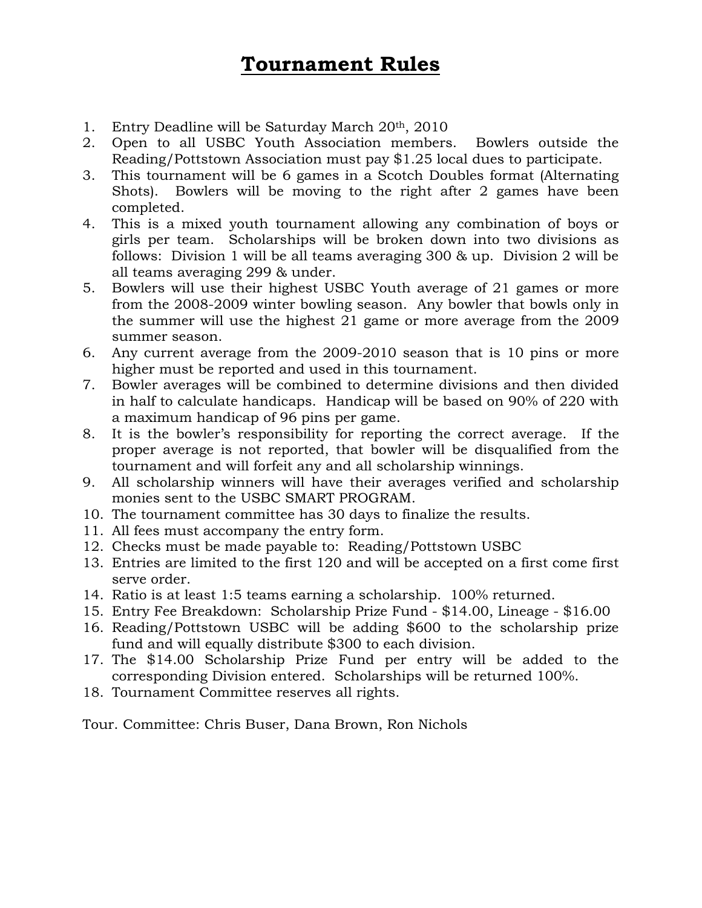# Tournament Rules

1. Entry Deadline will be Saturday March 20th, 2010
2. Open to all USBC Youth Association members. Bowlers outside the Reading/Pottstown Association must pay $1.25 local dues to participate.
3. This tournament will be 6 games in a Scotch Doubles format (Alternating Shots). Bowlers will be moving to the right after 2 games have been completed.
4. This is a mixed youth tournament allowing any combination of boys or girls per team. Scholarships will be broken down into two divisions as follows: Division 1 will be all teams averaging 300 & up. Division 2 will be all teams averaging 299 & under.
5. Bowlers will use their highest USBC Youth average of 21 games or more from the 2008-2009 winter bowling season. Any bowler that bowls only in the summer will use the highest 21 game or more average from the 2009 summer season.
6. Any current average from the 2009-2010 season that is 10 pins or more higher must be reported and used in this tournament.
7. Bowler averages will be combined to determine divisions and then divided in half to calculate handicaps. Handicap will be based on 90% of 220 with a maximum handicap of 96 pins per game.
8. It is the bowler's responsibility for reporting the correct average. If the proper average is not reported, that bowler will be disqualified from the tournament and will forfeit any and all scholarship winnings.
9. All scholarship winners will have their averages verified and scholarship monies sent to the USBC SMART PROGRAM.
10. The tournament committee has 30 days to finalize the results.
11. All fees must accompany the entry form.
12. Checks must be made payable to: Reading/Pottstown USBC
13. Entries are limited to the first 120 and will be accepted on a first come first serve order.
14. Ratio is at least 1:5 teams earning a scholarship. 100% returned.
15. Entry Fee Breakdown: Scholarship Prize Fund - $14.00, Lineage - $16.00
16. Reading/Pottstown USBC will be adding $600 to the scholarship prize fund and will equally distribute $300 to each division.
17. The $14.00 Scholarship Prize Fund per entry will be added to the corresponding Division entered. Scholarships will be returned 100%.
18. Tournament Committee reserves all rights.

Tour. Committee: Chris Buser, Dana Brown, Ron Nichols